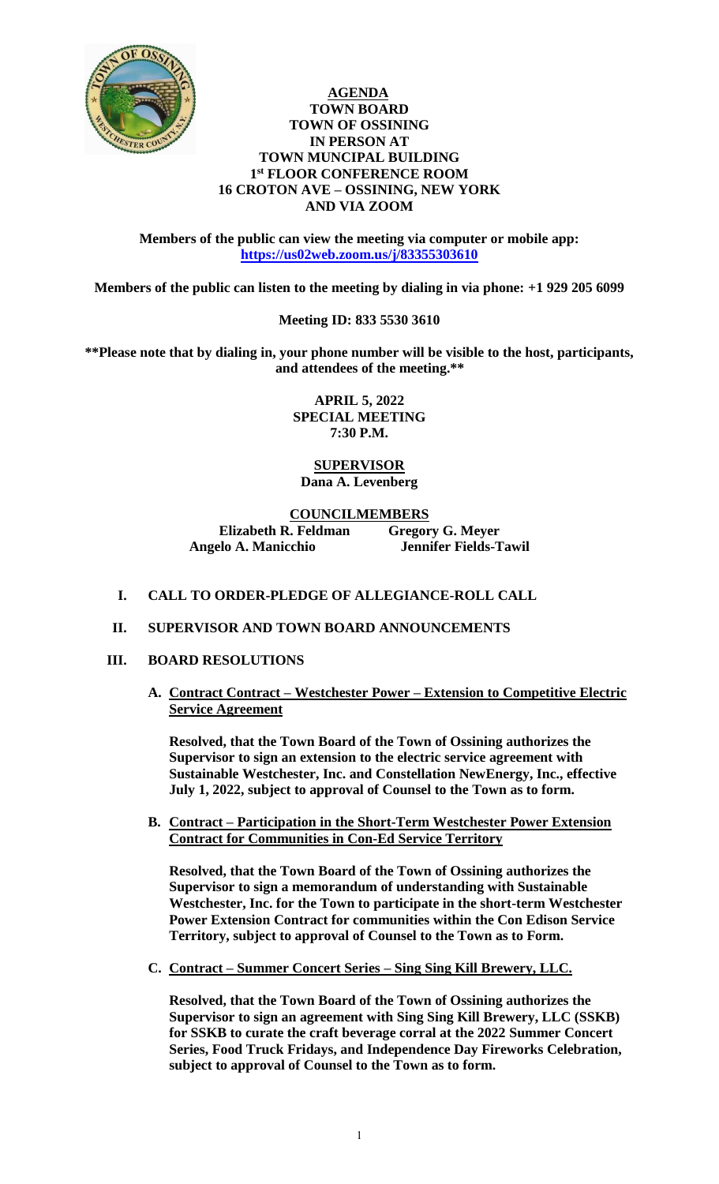# AGENDA

## TOWN BOARD
## TOWN OF OSSINING
## IN PERSON AT
## TOWN MUNCIPAL BUILDING
## 1st FLOOR CONFERENCE ROOM
## 16 CROTON AVE – OSSINING, NEW YORK
## AND VIA ZOOM

**Members of the public can view the meeting via computer or mobile app: https://us02web.zoom.us/j/83355303610**

**Members of the public can listen to the meeting by dialing in via phone: +1 929 205 6099**

**Meeting ID: 833 5530 3610**

**\*\*Please note that by dialing in, your phone number will be visible to the host, participants, and attendees of the meeting.\*\***

**APRIL 5, 2022**
**SPECIAL MEETING**
**7:30 P.M.**

**SUPERVISOR**
**Dana A. Levenberg**

**COUNCILMEMBERS**

| | |
|---|---|
| **Elizabeth R. Feldman** | **Gregory G. Meyer** |
| **Angelo A. Manicchio** | **Jennifer Fields-Tawil** |

**I. CALL TO ORDER-PLEDGE OF ALLEGIANCE-ROLL CALL**

**II. SUPERVISOR AND TOWN BOARD ANNOUNCEMENTS**

**III. BOARD RESOLUTIONS**

**A. Contract Contract – Westchester Power – Extension to Competitive Electric Service Agreement**

**Resolved, that the Town Board of the Town of Ossining authorizes the Supervisor to sign an extension to the electric service agreement with Sustainable Westchester, Inc. and Constellation NewEnergy, Inc., effective July 1, 2022, subject to approval of Counsel to the Town as to form.**

**B. Contract – Participation in the Short-Term Westchester Power Extension Contract for Communities in Con-Ed Service Territory**

**Resolved, that the Town Board of the Town of Ossining authorizes the Supervisor to sign a memorandum of understanding with Sustainable Westchester, Inc. for the Town to participate in the short-term Westchester Power Extension Contract for communities within the Con Edison Service Territory, subject to approval of Counsel to the Town as to Form.**

**C. Contract – Summer Concert Series – Sing Sing Kill Brewery, LLC.**

**Resolved, that the Town Board of the Town of Ossining authorizes the Supervisor to sign an agreement with Sing Sing Kill Brewery, LLC (SSKB) for SSKB to curate the craft beverage corral at the 2022 Summer Concert Series, Food Truck Fridays, and Independence Day Fireworks Celebration, subject to approval of Counsel to the Town as to form.**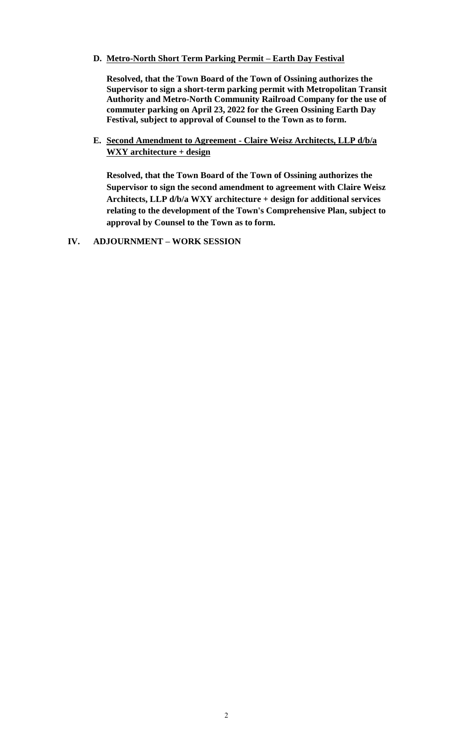**D. <u>Metro-North Short Term Parking Permit – Earth Day Festival</u>**

**Resolved, that the Town Board of the Town of Ossining authorizes the Supervisor to sign a short-term parking permit with Metropolitan Transit Authority and Metro-North Community Railroad Company for the use of commuter parking on April 23, 2022 for the Green Ossining Earth Day Festival, subject to approval of Counsel to the Town as to form.**

**E. <u>Second Amendment to Agreement - Claire Weisz Architects, LLP d/b/a WXY architecture + design</u>**

**Resolved, that the Town Board of the Town of Ossining authorizes the Supervisor to sign the second amendment to agreement with Claire Weisz Architects, LLP d/b/a WXY architecture + design for additional services relating to the development of the Town's Comprehensive Plan, subject to approval by Counsel to the Town as to form.**

**IV. ADJOURNMENT – WORK SESSION**